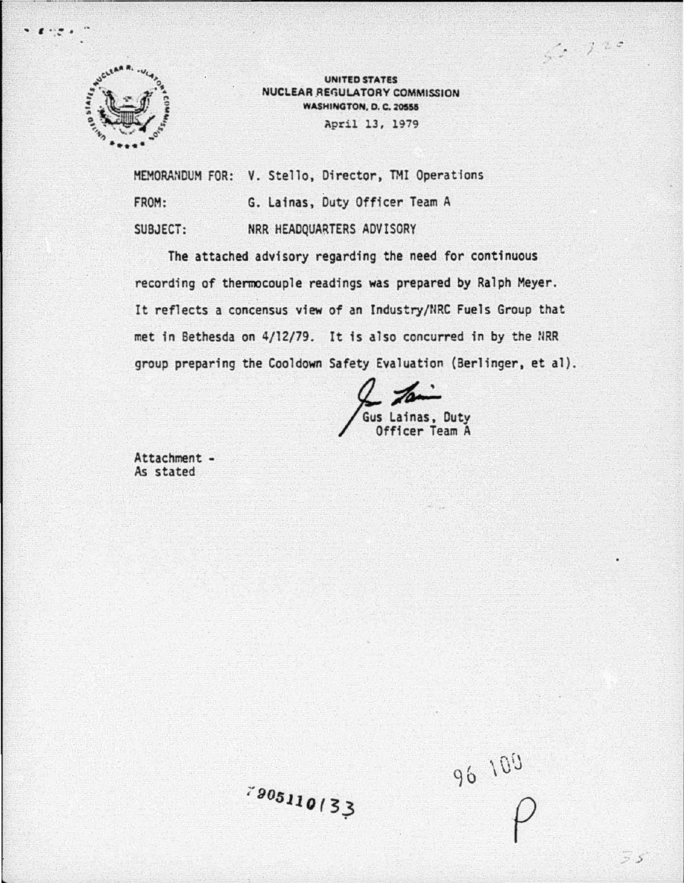UNITED STATES
NUCLEAR REGULATORY COMMISSION
WASHINGTON, D. C. 20555

April 13, 1979

MEMORANDUM FOR: V. Stello, Director, TMI Operations

FROM: G. Lainas, Duty Officer Team A

SUBJECT: NRR HEADQUARTERS ADVISORY

The attached advisory regarding the need for continuous recording of thermocouple readings was prepared by Ralph Meyer. It reflects a concensus view of an Industry/NRC Fuels Group that met in Bethesda on 4/12/79. It is also concurred in by the NRR group preparing the Cooldown Safety Evaluation (Berlinger, et al).

Gus Lainas, Duty
Officer Team A

Attachment -
As stated

7905110133

96 100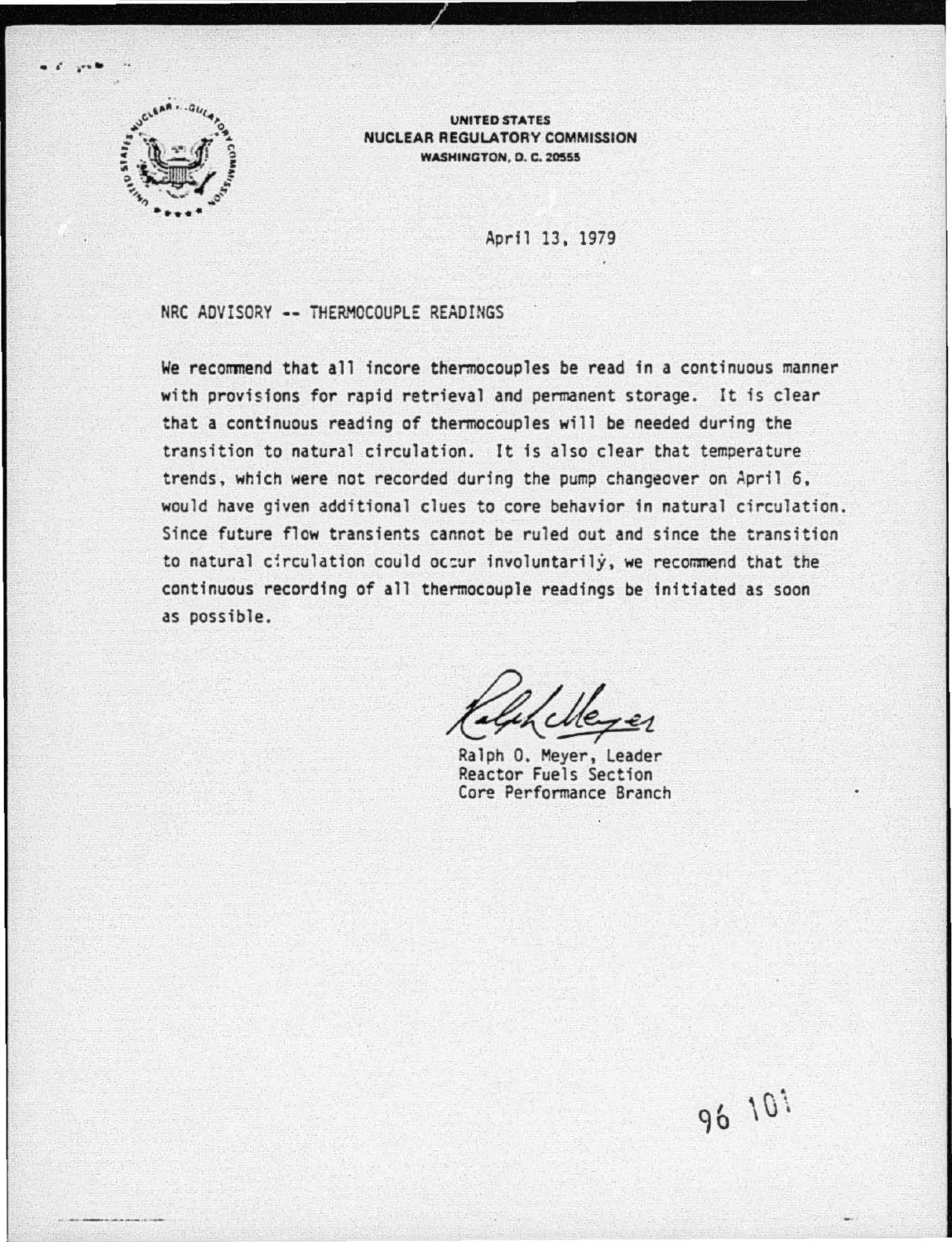UNITED STATES
NUCLEAR REGULATORY COMMISSION
WASHINGTON, D. C. 20555

April 13, 1979

NRC ADVISORY -- THERMOCOUPLE READINGS

We recommend that all incore thermocouples be read in a continuous manner with provisions for rapid retrieval and permanent storage. It is clear that a continuous reading of thermocouples will be needed during the transition to natural circulation. It is also clear that temperature trends, which were not recorded during the pump changeover on April 6, would have given additional clues to core behavior in natural circulation. Since future flow transients cannot be ruled out and since the transition to natural circulation could occur involuntarily, we recommend that the continuous recording of all thermocouple readings be initiated as soon as possible.

Ralph O. Meyer, Leader
Reactor Fuels Section
Core Performance Branch

96 101